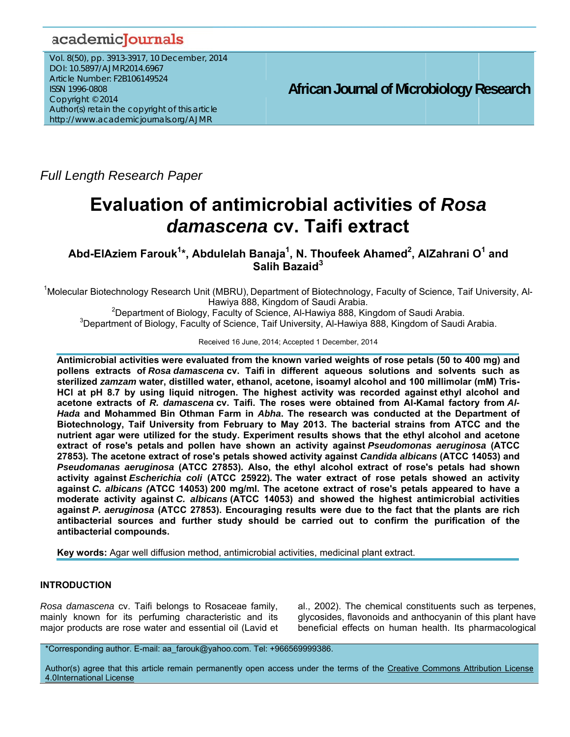*Full Length Research Paper*

# Evaluation of antimicrobial activities of *Rosa damascena* cv. Taifi extract

**Abd-ElAziem Farouk[1]\*, Abdulelah Banaja[1], N. Thoufeek Ahamed[2], AlZahrani O[1] and Salih Bazaid[3]**

[1]Molecular Biotechnology Research Unit (MBRU), Department of Biotechnology, Faculty of Science, Taif University, Al-Hawiya 888, Kingdom of Saudi Arabia.

[2]Department of Biology, Faculty of Science, Al-Hawiya 888, Kingdom of Saudi Arabia.

[3]Department of Biology, Faculty of Science, Taif University, Al-Hawiya 888, Kingdom of Saudi Arabia.

Received 16 June, 2014; Accepted 1 December, 2014

**Antimicrobial activities were evaluated from the known varied weights of rose petals (50 to 400 mg) and pollens extracts of *Rosa damascena* cv. Taifi in different aqueous solutions and solvents such as sterilized *zamzam* water, distilled water, ethanol, acetone, isoamyl alcohol and 100 millimolar (mM) Tris-HCl at pH 8.7 by using liquid nitrogen. The highest activity was recorded against ethyl alcohol and acetone extracts of *R. damascena* cv. Taifi. The roses were obtained from Al-Kamal factory from *Al-Hada* and Mohammed Bin Othman Farm in *Abha*. The research was conducted at the Department of Biotechnology, Taif University from February to May 2013. The bacterial strains from ATCC and the nutrient agar were utilized for the study. Experiment results shows that the ethyl alcohol and acetone extract of rose's petals and pollen have shown an activity against *Pseudomonas aeruginosa* (ATCC 27853). The acetone extract of rose's petals showed activity against *Candida albicans* (ATCC 14053) and *Pseudomanas aeruginosa* (ATCC 27853). Also, the ethyl alcohol extract of rose's petals had shown activity against *Escherichia coli* (ATCC 25922). The water extract of rose petals showed an activity against *C. albicans* (ATCC 14053) 200 mg/ml. The acetone extract of rose's petals appeared to have a moderate activity against *C. albicans* (ATCC 14053) and showed the highest antimicrobial activities against *P. aeruginosa* (ATCC 27853). Encouraging results were due to the fact that the plants are rich antibacterial sources and further study should be carried out to confirm the purification of the antibacterial compounds.**

**Key words:** Agar well diffusion method, antimicrobial activities, medicinal plant extract.

## INTRODUCTION

*Rosa damascena* cv. Taifi belongs to Rosaceae family, mainly known for its perfuming characteristic and its major products are rose water and essential oil (Lavid et al., 2002). The chemical constituents such as terpenes, glycosides, flavonoids and anthocyanin of this plant have beneficial effects on human health. Its pharmacological

\*Corresponding author. E-mail: aa_farouk@yahoo.com. Tel: +966569999386.

Author(s) agree that this article remain permanently open access under the terms of the Creative Commons Attribution License 4.0International License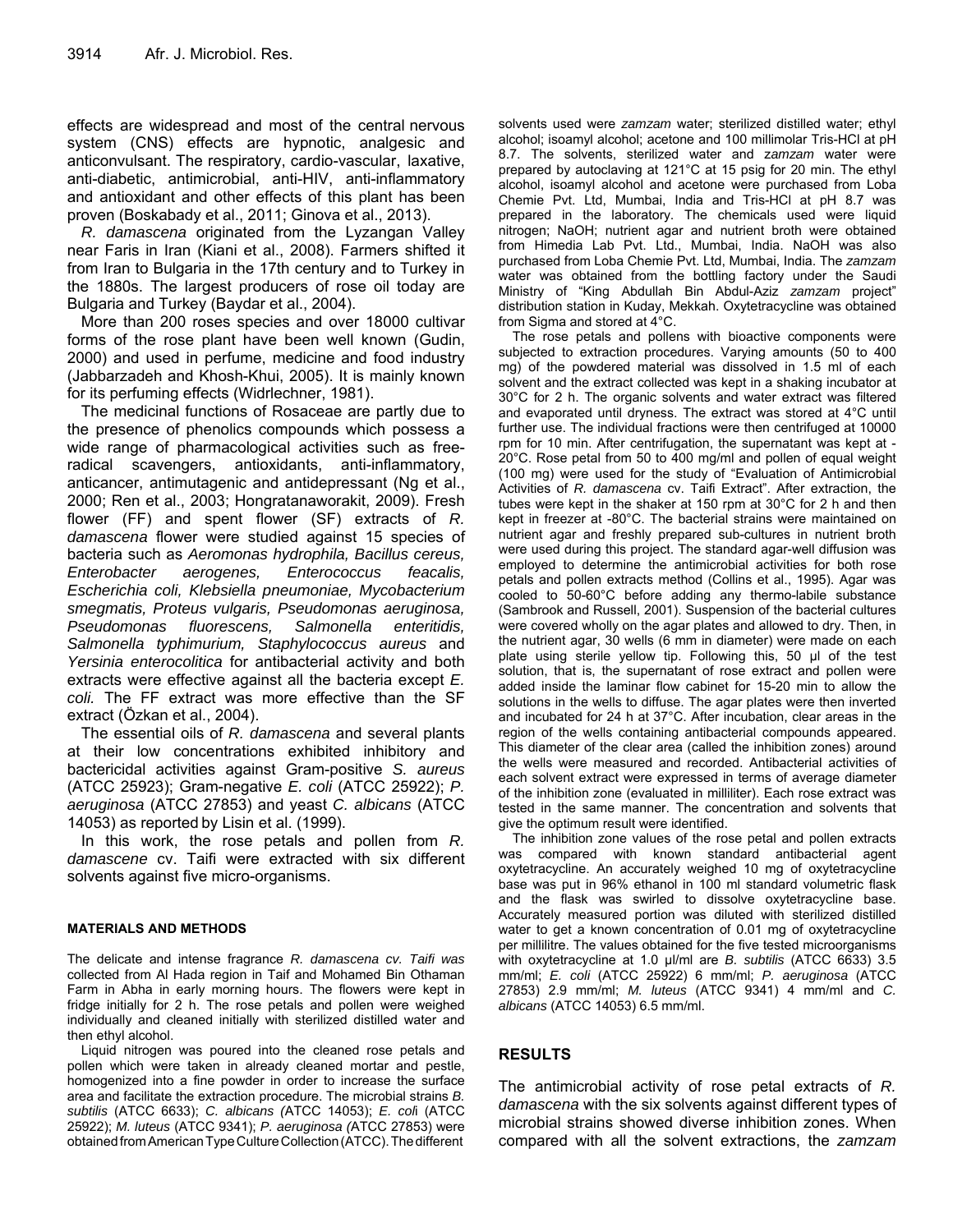effects are widespread and most of the central nervous system (CNS) effects are hypnotic, analgesic and anticonvulsant. The respiratory, cardio-vascular, laxative, anti-diabetic, antimicrobial, anti-HIV, anti-inflammatory and antioxidant and other effects of this plant has been proven (Boskabady et al., 2011; Ginova et al., 2013).

*R. damascena* originated from the Lyzangan Valley near Faris in Iran (Kiani et al., 2008). Farmers shifted it from Iran to Bulgaria in the 17th century and to Turkey in the 1880s. The largest producers of rose oil today are Bulgaria and Turkey (Baydar et al., 2004).

More than 200 roses species and over 18000 cultivar forms of the rose plant have been well known (Gudin, 2000) and used in perfume, medicine and food industry (Jabbarzadeh and Khosh-Khui, 2005). It is mainly known for its perfuming effects (Widrlechner, 1981).

The medicinal functions of Rosaceae are partly due to the presence of phenolics compounds which possess a wide range of pharmacological activities such as free-radical scavengers, antioxidants, anti-inflammatory, anticancer, antimutagenic and antidepressant (Ng et al., 2000; Ren et al., 2003; Hongratanaworakit, 2009). Fresh flower (FF) and spent flower (SF) extracts of *R. damascena* flower were studied against 15 species of bacteria such as *Aeromonas hydrophila, Bacillus cereus, Enterobacter aerogenes, Enterococcus feacalis, Escherichia coli, Klebsiella pneumoniae, Mycobacterium smegmatis, Proteus vulgaris, Pseudomonas aeruginosa, Pseudomonas fluorescens, Salmonella enteritidis, Salmonella typhimurium, Staphylococcus aureus* and *Yersinia enterocolitica* for antibacterial activity and both extracts were effective against all the bacteria except *E. coli.* The FF extract was more effective than the SF extract (Özkan et al., 2004).

The essential oils of *R. damascena* and several plants at their low concentrations exhibited inhibitory and bactericidal activities against Gram-positive *S. aureus* (ATCC 25923); Gram-negative *E. coli* (ATCC 25922); *P. aeruginosa* (ATCC 27853) and yeast *C. albicans* (ATCC 14053) as reported by Lisin et al. (1999).

In this work, the rose petals and pollen from *R. damascene* cv. Taifi were extracted with six different solvents against five micro-organisms.

## MATERIALS AND METHODS

The delicate and intense fragrance *R. damascena cv. Taifi was* collected from Al Hada region in Taif and Mohamed Bin Othaman Farm in Abha in early morning hours. The flowers were kept in fridge initially for 2 h. The rose petals and pollen were weighed individually and cleaned initially with sterilized distilled water and then ethyl alcohol.

Liquid nitrogen was poured into the cleaned rose petals and pollen which were taken in already cleaned mortar and pestle, homogenized into a fine powder in order to increase the surface area and facilitate the extraction procedure. The microbial strains *B. subtilis* (ATCC 6633); *C. albicans (*ATCC 14053); *E. coli* (ATCC 25922); *M. luteus* (ATCC 9341); *P. aeruginosa (*ATCC 27853) were obtained from American Type Culture Collection (ATCC). The different solvents used were *zamzam* water; sterilized distilled water; ethyl alcohol; isoamyl alcohol; acetone and 100 millimolar Tris-HCl at pH 8.7. The solvents, sterilized water and *zamzam* water were prepared by autoclaving at 121°C at 15 psig for 20 min. The ethyl alcohol, isoamyl alcohol and acetone were purchased from Loba Chemie Pvt. Ltd, Mumbai, India and Tris-HCl at pH 8.7 was prepared in the laboratory. The chemicals used were liquid nitrogen; NaOH; nutrient agar and nutrient broth were obtained from Himedia Lab Pvt. Ltd., Mumbai, India. NaOH was also purchased from Loba Chemie Pvt. Ltd, Mumbai, India. The *zamzam* water was obtained from the bottling factory under the Saudi Ministry of "King Abdullah Bin Abdul-Aziz *zamzam* project" distribution station in Kuday, Mekkah. Oxytetracycline was obtained from Sigma and stored at 4°C.

The rose petals and pollens with bioactive components were subjected to extraction procedures. Varying amounts (50 to 400 mg) of the powdered material was dissolved in 1.5 ml of each solvent and the extract collected was kept in a shaking incubator at 30°C for 2 h. The organic solvents and water extract was filtered and evaporated until dryness. The extract was stored at 4°C until further use. The individual fractions were then centrifuged at 10000 rpm for 10 min. After centrifugation, the supernatant was kept at -20°C. Rose petal from 50 to 400 mg/ml and pollen of equal weight (100 mg) were used for the study of "Evaluation of Antimicrobial Activities of *R. damascena* cv. Taifi Extract". After extraction, the tubes were kept in the shaker at 150 rpm at 30°C for 2 h and then kept in freezer at -80°C. The bacterial strains were maintained on nutrient agar and freshly prepared sub-cultures in nutrient broth were used during this project. The standard agar-well diffusion was employed to determine the antimicrobial activities for both rose petals and pollen extracts method (Collins et al., 1995). Agar was cooled to 50-60°C before adding any thermo-labile substance (Sambrook and Russell, 2001). Suspension of the bacterial cultures were covered wholly on the agar plates and allowed to dry. Then, in the nutrient agar, 30 wells (6 mm in diameter) were made on each plate using sterile yellow tip. Following this, 50 µl of the test solution, that is, the supernatant of rose extract and pollen were added inside the laminar flow cabinet for 15-20 min to allow the solutions in the wells to diffuse. The agar plates were then inverted and incubated for 24 h at 37°C. After incubation, clear areas in the region of the wells containing antibacterial compounds appeared. This diameter of the clear area (called the inhibition zones) around the wells were measured and recorded. Antibacterial activities of each solvent extract were expressed in terms of average diameter of the inhibition zone (evaluated in milliliter). Each rose extract was tested in the same manner. The concentration and solvents that give the optimum result were identified.

The inhibition zone values of the rose petal and pollen extracts was compared with known standard antibacterial agent oxytetracycline. An accurately weighed 10 mg of oxytetracycline base was put in 96% ethanol in 100 ml standard volumetric flask and the flask was swirled to dissolve oxytetracycline base. Accurately measured portion was diluted with sterilized distilled water to get a known concentration of 0.01 mg of oxytetracycline per millilitre. The values obtained for the five tested microorganisms with oxytetracycline at 1.0 µl/ml are *B. subtilis* (ATCC 6633) 3.5 mm/ml; *E. coli* (ATCC 25922) 6 mm/ml; *P. aeruginosa* (ATCC 27853) 2.9 mm/ml; *M. luteus* (ATCC 9341) 4 mm/ml and *C. albicans* (ATCC 14053) 6.5 mm/ml.

## RESULTS

The antimicrobial activity of rose petal extracts of *R. damascena* with the six solvents against different types of microbial strains showed diverse inhibition zones. When compared with all the solvent extractions, the *zamzam*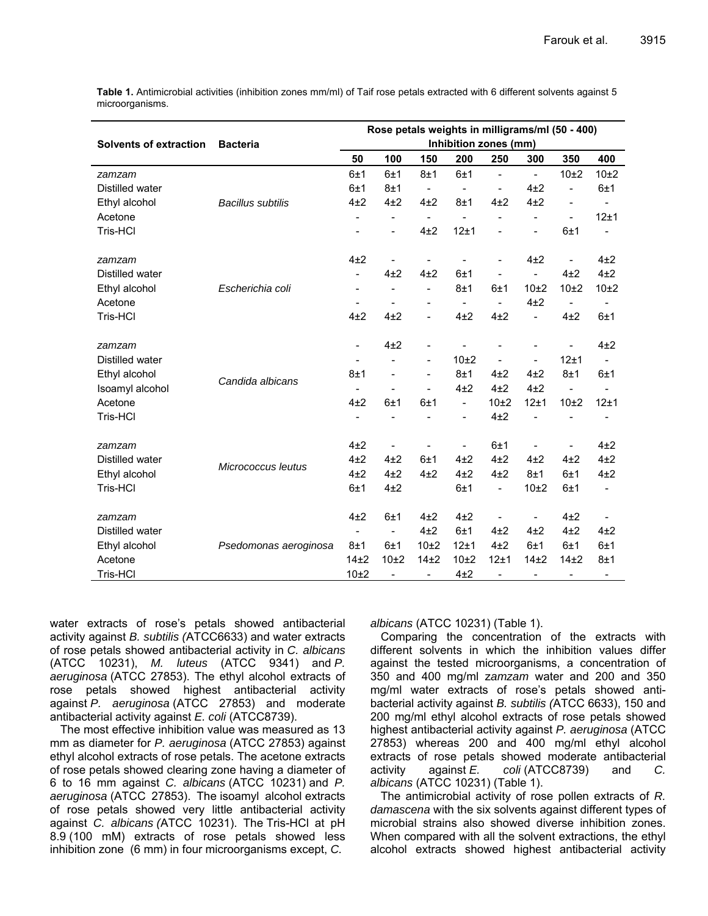**Table 1.** Antimicrobial activities (inhibition zones mm/ml) of Taif rose petals extracted with 6 different solvents against 5 microorganisms.

| Solvents of extraction | Bacteria | Rose petals weights in milligrams/ml (50 - 400) Inhibition zones (mm) | | | | | | | |
|---|---|---|---|---|---|---|---|---|---|
| | | 50 | 100 | 150 | 200 | 250 | 300 | 350 | 400 |
| *zamzam* | *Bacillus subtilis* | 6±1 | 6±1 | 8±1 | 6±1 | - | - | 10±2 | 10±2 |
| Distilled water | | 6±1 | 8±1 | - | - | - | 4±2 | - | 6±1 |
| Ethyl alcohol | | 4±2 | 4±2 | 4±2 | 8±1 | 4±2 | 4±2 | - | - |
| Acetone | | - | - | - | - | - | - | - | 12±1 |
| Tris-HCl | | - | - | 4±2 | 12±1 | - | - | 6±1 | - |
| *zamzam* | *Escherichia coli* | 4±2 | - | - | - | - | 4±2 | - | 4±2 |
| Distilled water | | - | 4±2 | 4±2 | 6±1 | - | - | 4±2 | 4±2 |
| Ethyl alcohol | | - | - | - | 8±1 | 6±1 | 10±2 | 10±2 | 10±2 |
| Acetone | | - | - | - | - | - | 4±2 | - | - |
| Tris-HCl | | 4±2 | 4±2 | - | 4±2 | 4±2 | - | 4±2 | 6±1 |
| *zamzam* | *Candida albicans* | - | 4±2 | - | - | - | - | - | 4±2 |
| Distilled water | | - | - | - | 10±2 | - | - | 12±1 | - |
| Ethyl alcohol | | 8±1 | - | - | 8±1 | 4±2 | 4±2 | 8±1 | 6±1 |
| Isoamyl alcohol | | - | - | - | 4±2 | 4±2 | 4±2 | - | - |
| Acetone | | 4±2 | 6±1 | 6±1 | - | 10±2 | 12±1 | 10±2 | 12±1 |
| Tris-HCl | | - | - | - | - | 4±2 | - | - | - |
| *zamzam* | *Micrococcus leutus* | 4±2 | - | - | - | 6±1 | - | - | 4±2 |
| Distilled water | | 4±2 | 4±2 | 6±1 | 4±2 | 4±2 | 4±2 | 4±2 | 4±2 |
| Ethyl alcohol | | 4±2 | 4±2 | 4±2 | 4±2 | 4±2 | 8±1 | 6±1 | 4±2 |
| Tris-HCl | | 6±1 | 4±2 | | 6±1 | - | 10±2 | 6±1 | - |
| *zamzam* | *Psedomonas aeroginosa* | 4±2 | 6±1 | 4±2 | 4±2 | - | - | 4±2 | - |
| Distilled water | | - | - | 4±2 | 6±1 | 4±2 | 4±2 | 4±2 | 4±2 |
| Ethyl alcohol | | 8±1 | 6±1 | 10±2 | 12±1 | 4±2 | 6±1 | 6±1 | 6±1 |
| Acetone | | 14±2 | 10±2 | 14±2 | 10±2 | 12±1 | 14±2 | 14±2 | 8±1 |
| Tris-HCl | | 10±2 | - | - | 4±2 | - | - | - | - |

water extracts of rose's petals showed antibacterial activity against *B. subtilis (*ATCC6633) and water extracts of rose petals showed antibacterial activity in *C. albicans* (ATCC 10231), *M. luteus* (ATCC 9341) and *P. aeruginosa* (ATCC 27853). The ethyl alcohol extracts of rose petals showed highest antibacterial activity against *P. aeruginosa* (ATCC 27853) and moderate antibacterial activity against *E. coli* (ATCC8739).

The most effective inhibition value was measured as 13 mm as diameter for *P. aeruginosa* (ATCC 27853) against ethyl alcohol extracts of rose petals. The acetone extracts of rose petals showed clearing zone having a diameter of 6 to 16 mm against *C. albicans* (ATCC 10231) and *P. aeruginosa* (ATCC 27853). The isoamyl alcohol extracts of rose petals showed very little antibacterial activity against *C. albicans (*ATCC 10231). The Tris-HCl at pH 8.9 (100 mM) extracts of rose petals showed less inhibition zone (6 mm) in four microorganisms except, *C. albicans* (ATCC 10231) (Table 1).

Comparing the concentration of the extracts with different solvents in which the inhibition values differ against the tested microorganisms, a concentration of 350 and 400 mg/ml *zamzam* water and 200 and 350 mg/ml water extracts of rose's petals showed antibacterial activity against *B. subtilis (*ATCC 6633), 150 and 200 mg/ml ethyl alcohol extracts of rose petals showed highest antibacterial activity against *P. aeruginosa* (ATCC 27853) whereas 200 and 400 mg/ml ethyl alcohol extracts of rose petals showed moderate antibacterial activity against *E. coli* (ATCC8739) and *C. albicans* (ATCC 10231) (Table 1).

The antimicrobial activity of rose pollen extracts of *R. damascena* with the six solvents against different types of microbial strains also showed diverse inhibition zones. When compared with all the solvent extractions, the ethyl alcohol extracts showed highest antibacterial activity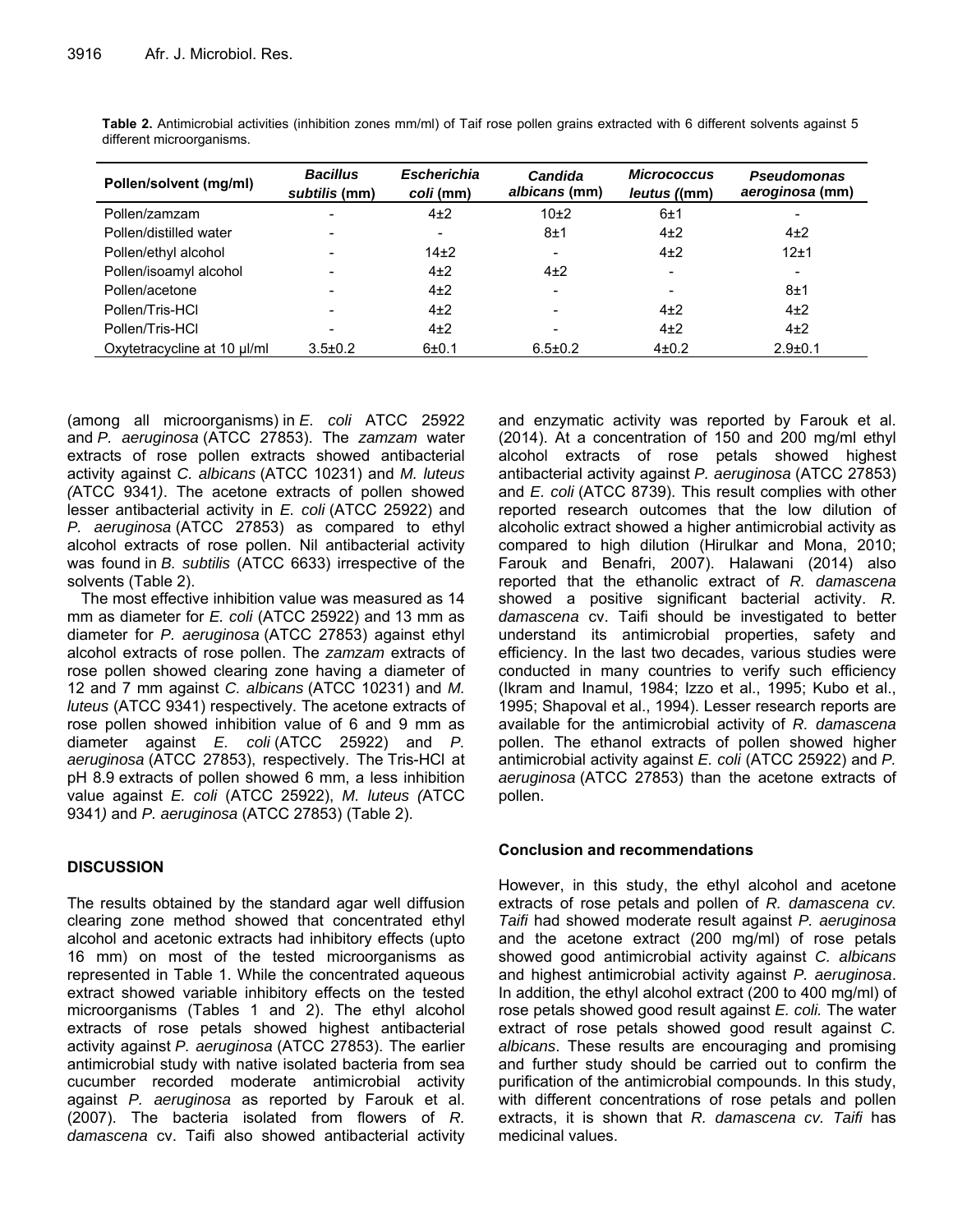**Table 2.** Antimicrobial activities (inhibition zones mm/ml) of Taif rose pollen grains extracted with 6 different solvents against 5 different microorganisms.

| Pollen/solvent (mg/ml) | *Bacillus subtilis* (mm) | *Escherichia coli* (mm) | *Candida albicans* (mm) | *Micrococcus leutus* ((mm) | *Pseudomonas aeroginosa* (mm) |
|---|---|---|---|---|---|
| Pollen/zamzam | - | 4±2 | 10±2 | 6±1 | - |
| Pollen/distilled water | - | - | 8±1 | 4±2 | 4±2 |
| Pollen/ethyl alcohol | - | 14±2 | - | 4±2 | 12±1 |
| Pollen/isoamyl alcohol | - | 4±2 | 4±2 | - | - |
| Pollen/acetone | - | 4±2 | - | - | 8±1 |
| Pollen/Tris-HCl | - | 4±2 | - | 4±2 | 4±2 |
| Pollen/Tris-HCl | - | 4±2 | - | 4±2 | 4±2 |
| Oxytetracycline at 10 µl/ml | 3.5±0.2 | 6±0.1 | 6.5±0.2 | 4±0.2 | 2.9±0.1 |

(among all microorganisms) in *E. coli* ATCC 25922 and *P. aeruginosa* (ATCC 27853). The *zamzam* water extracts of rose pollen extracts showed antibacterial activity against *C. albicans* (ATCC 10231) and *M. luteus (*ATCC 9341*)*. The acetone extracts of pollen showed lesser antibacterial activity in *E. coli* (ATCC 25922) and *P. aeruginosa* (ATCC 27853) as compared to ethyl alcohol extracts of rose pollen. Nil antibacterial activity was found in *B. subtilis* (ATCC 6633) irrespective of the solvents (Table 2).

The most effective inhibition value was measured as 14 mm as diameter for *E. coli* (ATCC 25922) and 13 mm as diameter for *P. aeruginosa* (ATCC 27853) against ethyl alcohol extracts of rose pollen. The *zamzam* extracts of rose pollen showed clearing zone having a diameter of 12 and 7 mm against *C. albicans* (ATCC 10231) and *M. luteus* (ATCC 9341) respectively. The acetone extracts of rose pollen showed inhibition value of 6 and 9 mm as diameter against *E. coli* (ATCC 25922) and *P. aeruginosa* (ATCC 27853), respectively. The Tris-HCl at pH 8.9 extracts of pollen showed 6 mm, a less inhibition value against *E. coli* (ATCC 25922), *M. luteus (*ATCC 9341*)* and *P. aeruginosa* (ATCC 27853) (Table 2).

## DISCUSSION

The results obtained by the standard agar well diffusion clearing zone method showed that concentrated ethyl alcohol and acetonic extracts had inhibitory effects (upto 16 mm) on most of the tested microorganisms as represented in Table 1. While the concentrated aqueous extract showed variable inhibitory effects on the tested microorganisms (Tables 1 and 2). The ethyl alcohol extracts of rose petals showed highest antibacterial activity against *P. aeruginosa* (ATCC 27853). The earlier antimicrobial study with native isolated bacteria from sea cucumber recorded moderate antimicrobial activity against *P. aeruginosa* as reported by Farouk et al. (2007). The bacteria isolated from flowers of *R. damascena* cv. Taifi also showed antibacterial activity and enzymatic activity was reported by Farouk et al. (2014). At a concentration of 150 and 200 mg/ml ethyl alcohol extracts of rose petals showed highest antibacterial activity against *P. aeruginosa* (ATCC 27853) and *E. coli* (ATCC 8739). This result complies with other reported research outcomes that the low dilution of alcoholic extract showed a higher antimicrobial activity as compared to high dilution (Hirulkar and Mona, 2010; Farouk and Benafri, 2007). Halawani (2014) also reported that the ethanolic extract of *R. damascena* showed a positive significant bacterial activity. *R. damascena* cv. Taifi should be investigated to better understand its antimicrobial properties, safety and efficiency. In the last two decades, various studies were conducted in many countries to verify such efficiency (Ikram and Inamul, 1984; Izzo et al., 1995; Kubo et al., 1995; Shapoval et al., 1994). Lesser research reports are available for the antimicrobial activity of *R. damascena* pollen. The ethanol extracts of pollen showed higher antimicrobial activity against *E. coli* (ATCC 25922) and *P. aeruginosa* (ATCC 27853) than the acetone extracts of pollen.

### Conclusion and recommendations

However, in this study, the ethyl alcohol and acetone extracts of rose petals and pollen of *R. damascena cv. Taifi* had showed moderate result against *P. aeruginosa* and the acetone extract (200 mg/ml) of rose petals showed good antimicrobial activity against *C. albicans* and highest antimicrobial activity against *P. aeruginosa*. In addition, the ethyl alcohol extract (200 to 400 mg/ml) of rose petals showed good result against *E. coli.* The water extract of rose petals showed good result against *C. albicans*. These results are encouraging and promising and further study should be carried out to confirm the purification of the antimicrobial compounds. In this study, with different concentrations of rose petals and pollen extracts, it is shown that *R. damascena cv. Taifi* has medicinal values.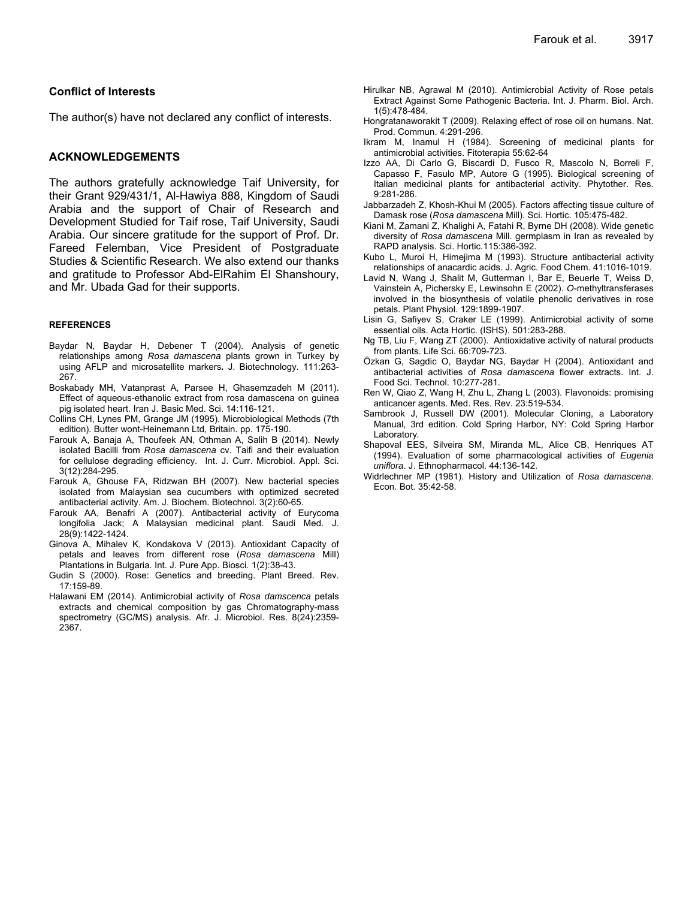## Conflict of Interests

The author(s) have not declared any conflict of interests.

## ACKNOWLEDGEMENTS

The authors gratefully acknowledge Taif University, for their Grant 929/431/1, Al-Hawiya 888, Kingdom of Saudi Arabia and the support of Chair of Research and Development Studied for Taif rose, Taif University, Saudi Arabia. Our sincere gratitude for the support of Prof. Dr. Fareed Felemban, Vice President of Postgraduate Studies & Scientific Research. We also extend our thanks and gratitude to Professor Abd-ElRahim El Shanshoury, and Mr. Ubada Gad for their supports.

### REFERENCES

Baydar N, Baydar H, Debener T (2004). Analysis of genetic relationships among *Rosa damascena* plants grown in Turkey by using AFLP and microsatellite markers**.** J. Biotechnology. 111:263-267.

Boskabady MH, Vatanprast A, Parsee H, Ghasemzadeh M (2011). Effect of aqueous-ethanolic extract from rosa damascena on guinea pig isolated heart. Iran J. Basic Med. Sci. 14:116-121.

Collins CH, Lynes PM, Grange JM (1995). Microbiological Methods (7th edition). Butter wont-Heinemann Ltd, Britain. pp. 175-190.

Farouk A, Banaja A, Thoufeek AN, Othman A, Salih B (2014). Newly isolated Bacilli from *Rosa damascena* cv. Taifi and their evaluation for cellulose degrading efficiency. Int. J. Curr. Microbiol. Appl. Sci. 3(12):284-295.

Farouk A, Ghouse FA, Ridzwan BH (2007). New bacterial species isolated from Malaysian sea cucumbers with optimized secreted antibacterial activity. Am. J. Biochem. Biotechnol. 3(2):60-65.

Farouk AA, Benafri A (2007). Antibacterial activity of Eurycoma longifolia Jack; A Malaysian medicinal plant. Saudi Med. J. 28(9):1422-1424.

Ginova A, Mihalev K, Kondakova V (2013). Antioxidant Capacity of petals and leaves from different rose (*Rosa damascena* Mill) Plantations in Bulgaria. Int. J. Pure App. Biosci. 1(2):38-43.

Gudin S (2000). Rose: Genetics and breeding. Plant Breed. Rev. 17:159-89.

Halawani EM (2014). Antimicrobial activity of *Rosa damscenca* petals extracts and chemical composition by gas Chromatography-mass spectrometry (GC/MS) analysis. Afr. J. Microbiol. Res. 8(24):2359-2367.

Hirulkar NB, Agrawal M (2010). Antimicrobial Activity of Rose petals Extract Against Some Pathogenic Bacteria. Int. J. Pharm. Biol. Arch. 1(5):478-484.

Hongratanaworakit T (2009). Relaxing effect of rose oil on humans. Nat. Prod. Commun. 4:291-296.

Ikram M, Inamul H (1984). Screening of medicinal plants for antimicrobial activities. Fitoterapia 55:62-64

Izzo AA, Di Carlo G, Biscardi D, Fusco R, Mascolo N, Borreli F, Capasso F, Fasulo MP, Autore G (1995). Biological screening of Italian medicinal plants for antibacterial activity. Phytother. Res. 9:281-286.

Jabbarzadeh Z, Khosh-Khui M (2005). Factors affecting tissue culture of Damask rose (*Rosa damascena* Mill). Sci. Hortic. 105:475-482.

Kiani M, Zamani Z, Khalighi A, Fatahi R, Byrne DH (2008). Wide genetic diversity of *Rosa damascena* Mill. germplasm in Iran as revealed by RAPD analysis. Sci. Hortic.115:386-392.

Kubo L, Muroi H, Himejima M (1993). Structure antibacterial activity relationships of anacardic acids. J. Agric. Food Chem. 41:1016-1019.

Lavid N, Wang J, Shalit M, Gutterman I, Bar E, Beuerle T, Weiss D, Vainstein A, Pichersky E, Lewinsohn E (2002). *O*-methyltransferases involved in the biosynthesis of volatile phenolic derivatives in rose petals. Plant Physiol. 129:1899-1907.

Lisin G, Safiyev S, Craker LE (1999). Antimicrobial activity of some essential oils. Acta Hortic. (ISHS). 501:283-288.

Ng TB, Liu F, Wang ZT (2000). Antioxidative activity of natural products from plants. Life Sci. 66:709-723.

Özkan G, Sagdic O, Baydar NG, Baydar H (2004). Antioxidant and antibacterial activities of *Rosa damascena* flower extracts. Int. J. Food Sci. Technol. 10:277-281.

Ren W, Qiao Z, Wang H, Zhu L, Zhang L (2003). Flavonoids: promising anticancer agents. Med. Res. Rev. 23:519-534.

Sambrook J, Russell DW (2001). Molecular Cloning, a Laboratory Manual, 3rd edition. Cold Spring Harbor, NY: Cold Spring Harbor Laboratory.

Shapoval EES, Silveira SM, Miranda ML, Alice CB, Henriques AT (1994). Evaluation of some pharmacological activities of *Eugenia uniflora*. J. Ethnopharmacol. 44:136-142.

Widrlechner MP (1981). History and Utilization of *Rosa damascena*. Econ. Bot. 35:42-58.